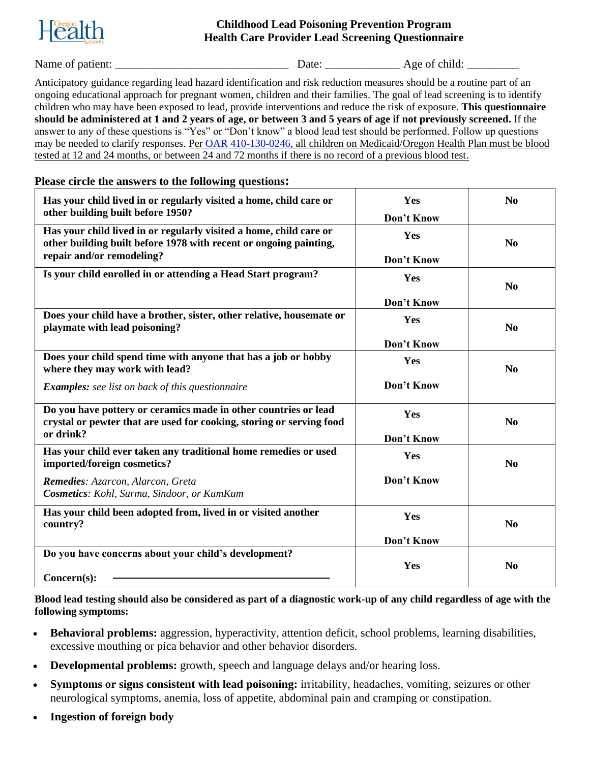# Childhood Lead Poisoning Prevention Program
## Health Care Provider Lead Screening Questionnaire

Name of patient: ______________________________ Date: ____________ Age of child: _________

Anticipatory guidance regarding lead hazard identification and risk reduction measures should be a routine part of an ongoing educational approach for pregnant women, children and their families. The goal of lead screening is to identify children who may have been exposed to lead, provide interventions and reduce the risk of exposure. **This questionnaire should be administered at 1 and 2 years of age, or between 3 and 5 years of age if not previously screened.** If the answer to any of these questions is "Yes" or "Don't know" a blood lead test should be performed. Follow up questions may be needed to clarify responses. Per OAR 410-130-0246, all children on Medicaid/Oregon Health Plan must be blood tested at 12 and 24 months, or between 24 and 72 months if there is no record of a previous blood test.

**Please circle the answers to the following questions:**

| Question | | |
|---|---|---|
| **Has your child lived in or regularly visited a home, child care or other building built before 1950?** | **Yes** / **Don't Know** | **No** |
| **Has your child lived in or regularly visited a home, child care or other building built before 1978 with recent or ongoing painting, repair and/or remodeling?** | **Yes** / **Don't Know** | **No** |
| **Is your child enrolled in or attending a Head Start program?** | **Yes** / **Don't Know** | **No** |
| **Does your child have a brother, sister, other relative, housemate or playmate with lead poisoning?** | **Yes** / **Don't Know** | **No** |
| **Does your child spend time with anyone that has a job or hobby where they may work with lead?** ***Examples:*** *see list on back of this questionnaire* | **Yes** / **Don't Know** | **No** |
| **Do you have pottery or ceramics made in other countries or lead crystal or pewter that are used for cooking, storing or serving food or drink?** | **Yes** / **Don't Know** | **No** |
| **Has your child ever taken any traditional home remedies or used imported/foreign cosmetics?** ***Remedies****: Azarcon, Alarcon, Greta* ***Cosmetics****: Kohl, Surma, Sindoor, or KumKum* | **Yes** / **Don't Know** | **No** |
| **Has your child been adopted from, lived in or visited another country?** | **Yes** / **Don't Know** | **No** |
| **Do you have concerns about your child's development?** **Concern(s):** ______________________ | **Yes** | **No** |

**Blood lead testing should also be considered as part of a diagnostic work-up of any child regardless of age with the following symptoms:**

- **Behavioral problems:** aggression, hyperactivity, attention deficit, school problems, learning disabilities, excessive mouthing or pica behavior and other behavior disorders.
- **Developmental problems:** growth, speech and language delays and/or hearing loss.
- **Symptoms or signs consistent with lead poisoning:** irritability, headaches, vomiting, seizures or other neurological symptoms, anemia, loss of appetite, abdominal pain and cramping or constipation.
- **Ingestion of foreign body**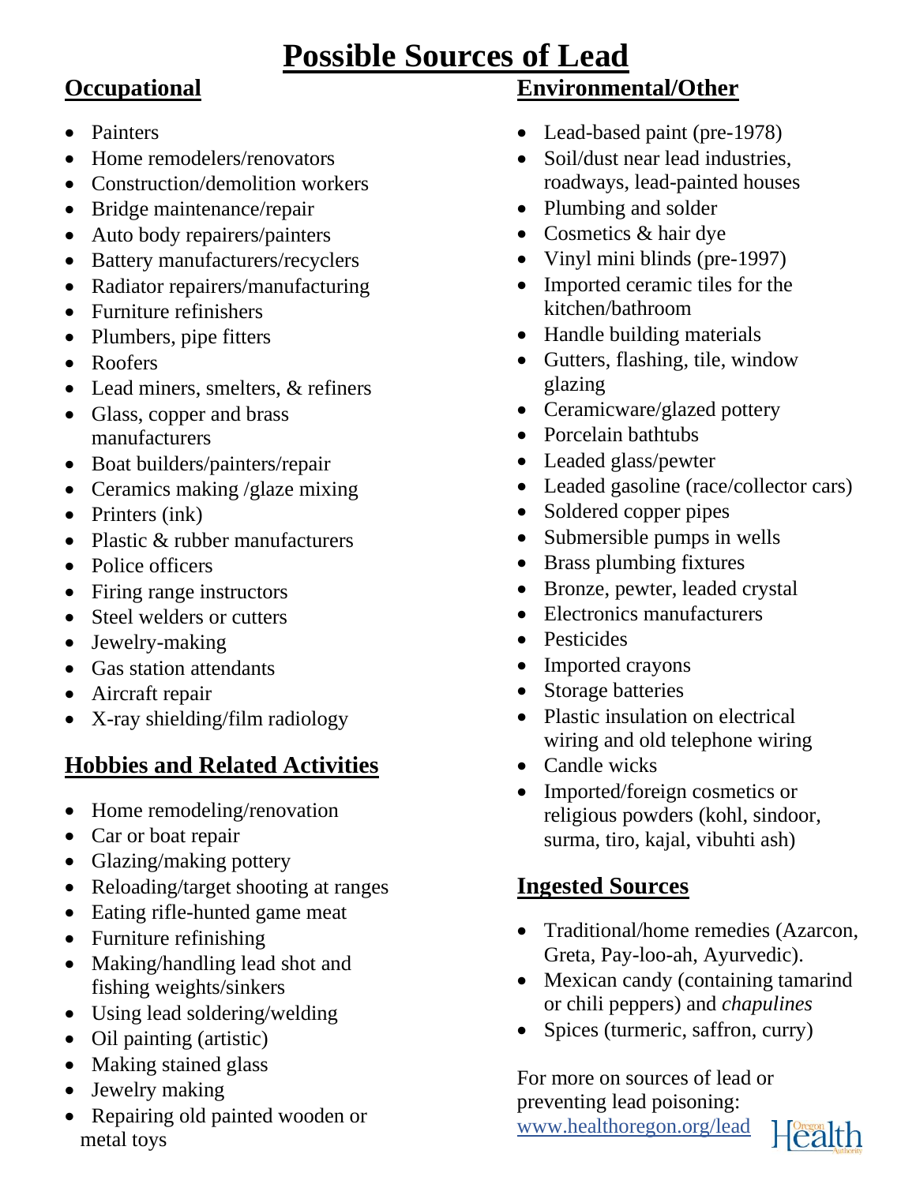# Possible Sources of Lead

## Occupational

- Painters
- Home remodelers/renovators
- Construction/demolition workers
- Bridge maintenance/repair
- Auto body repairers/painters
- Battery manufacturers/recyclers
- Radiator repairers/manufacturing
- Furniture refinishers
- Plumbers, pipe fitters
- Roofers
- Lead miners, smelters, & refiners
- Glass, copper and brass manufacturers
- Boat builders/painters/repair
- Ceramics making /glaze mixing
- Printers (ink)
- Plastic & rubber manufacturers
- Police officers
- Firing range instructors
- Steel welders or cutters
- Jewelry-making
- Gas station attendants
- Aircraft repair
- X-ray shielding/film radiology

## Hobbies and Related Activities

- Home remodeling/renovation
- Car or boat repair
- Glazing/making pottery
- Reloading/target shooting at ranges
- Eating rifle-hunted game meat
- Furniture refinishing
- Making/handling lead shot and fishing weights/sinkers
- Using lead soldering/welding
- Oil painting (artistic)
- Making stained glass
- Jewelry making
- Repairing old painted wooden or metal toys

## Environmental/Other

- Lead-based paint (pre-1978)
- Soil/dust near lead industries, roadways, lead-painted houses
- Plumbing and solder
- Cosmetics & hair dye
- Vinyl mini blinds (pre-1997)
- Imported ceramic tiles for the kitchen/bathroom
- Handle building materials
- Gutters, flashing, tile, window glazing
- Ceramicware/glazed pottery
- Porcelain bathtubs
- Leaded glass/pewter
- Leaded gasoline (race/collector cars)
- Soldered copper pipes
- Submersible pumps in wells
- Brass plumbing fixtures
- Bronze, pewter, leaded crystal
- Electronics manufacturers
- Pesticides
- Imported crayons
- Storage batteries
- Plastic insulation on electrical wiring and old telephone wiring
- Candle wicks
- Imported/foreign cosmetics or religious powders (kohl, sindoor, surma, tiro, kajal, vibuhti ash)

## Ingested Sources

- Traditional/home remedies (Azarcon, Greta, Pay-loo-ah, Ayurvedic).
- Mexican candy (containing tamarind or chili peppers) and *chapulines*
- Spices (turmeric, saffron, curry)

For more on sources of lead or preventing lead poisoning: www.healthoregon.org/lead